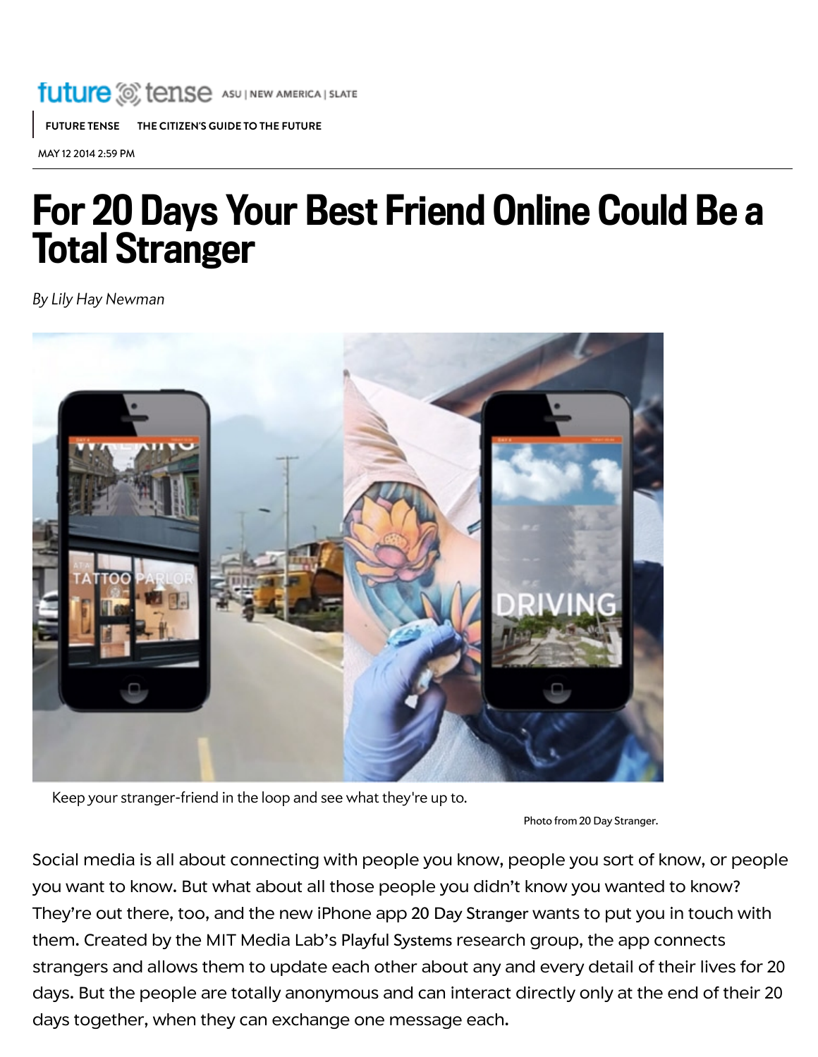future tense ASU | NEW AMERICA | SLATE

FUTURE TENSE THE CITIZEN'S GUIDE TO THE FUTURE

MAY 12 2014 2:59 PM

# For 20 Days Your Best Friend Online Could Be a Total Stranger

*By Lily Hay Newman*

Keep your stranger-friend in the loop and see what they're up to.

Photo from 20 Day Stranger.

Social media is all about connecting with people you know, people you sort of know, or people you want to know. But what about all those people you didn't know you wanted to know? They're out there, too, and the new iPhone app 20 Day Stranger wants to put you in touch with them. Created by the MIT Media Lab's Playful Systems research group, the app connects strangers and allows them to update each other about any and every detail of their lives for 20 days. But the people are totally anonymous and can interact directly only at the end of their 20 days together, when they can exchange one message each.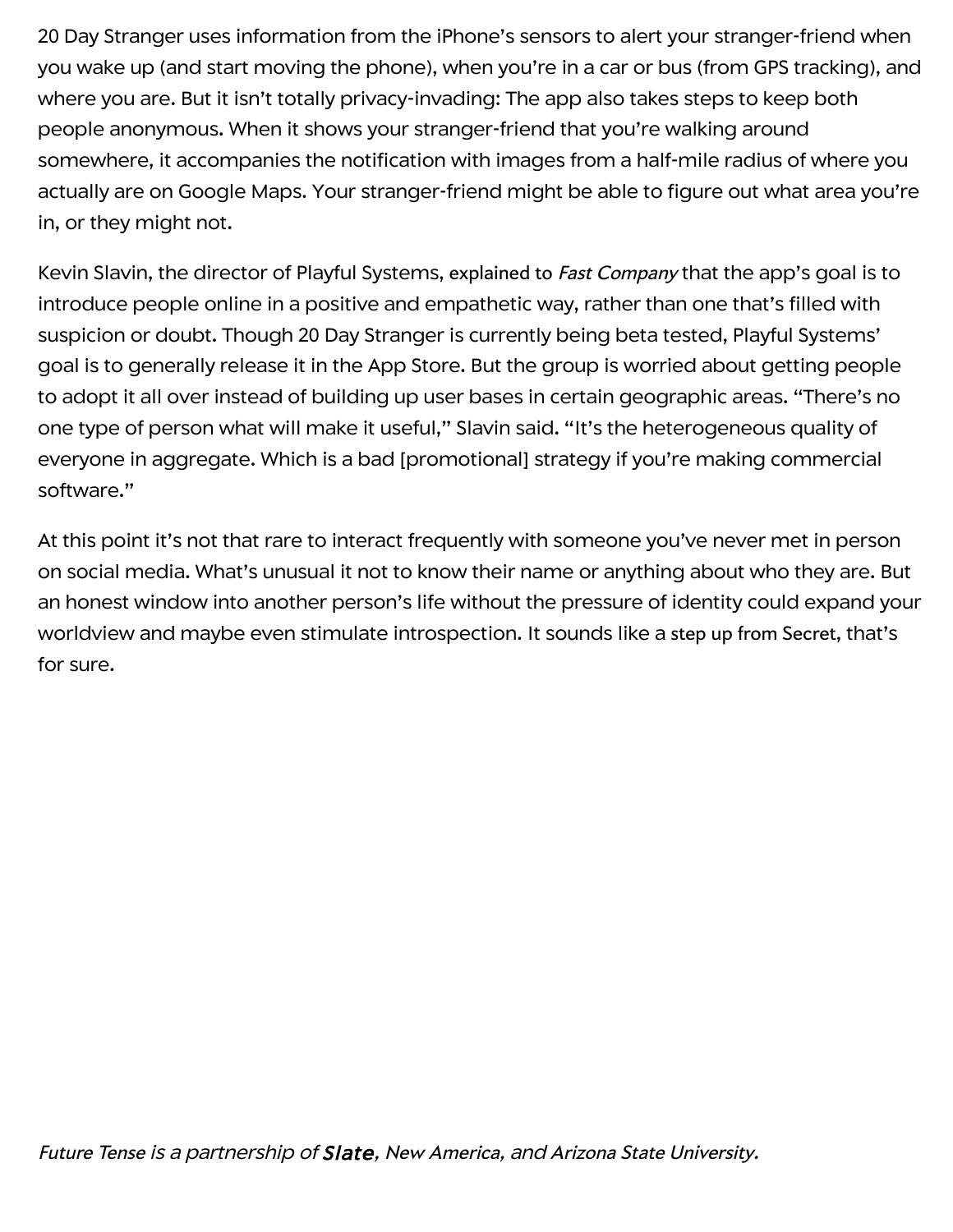20 Day Stranger uses information from the iPhone's sensors to alert your stranger-friend when you wake up (and start moving the phone), when you're in a car or bus (from GPS tracking), and where you are. But it isn't totally privacy-invading: The app also takes steps to keep both people anonymous. When it shows your stranger-friend that you're walking around somewhere, it accompanies the notification with images from a half-mile radius of where you actually are on Google Maps. Your stranger-friend might be able to figure out what area you're in, or they might not.

Kevin Slavin, the director of Playful Systems, explained to *Fast Company* that the app's goal is to introduce people online in a positive and empathetic way, rather than one that's filled with suspicion or doubt. Though 20 Day Stranger is currently being beta tested, Playful Systems' goal is to generally release it in the App Store. But the group is worried about getting people to adopt it all over instead of building up user bases in certain geographic areas. "There's no one type of person what will make it useful," Slavin said. "It's the heterogeneous quality of everyone in aggregate. Which is a bad [promotional] strategy if you're making commercial software."

At this point it's not that rare to interact frequently with someone you've never met in person on social media. What's unusual it not to know their name or anything about who they are. But an honest window into another person's life without the pressure of identity could expand your worldview and maybe even stimulate introspection. It sounds like a step up from Secret, that's for sure.

*Future Tense is a partnership of Slate, New America, and Arizona State University.*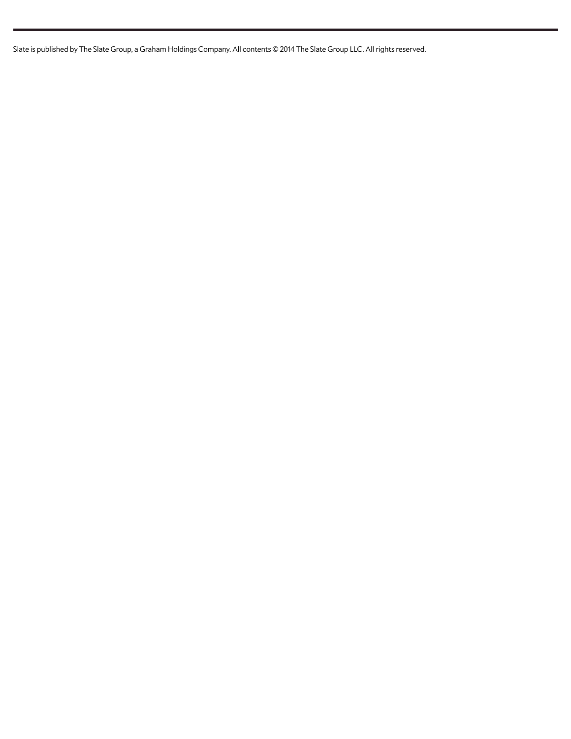Slate is published by The Slate Group, a Graham Holdings Company. All contents © 2014 The Slate Group LLC. All rights reserved.